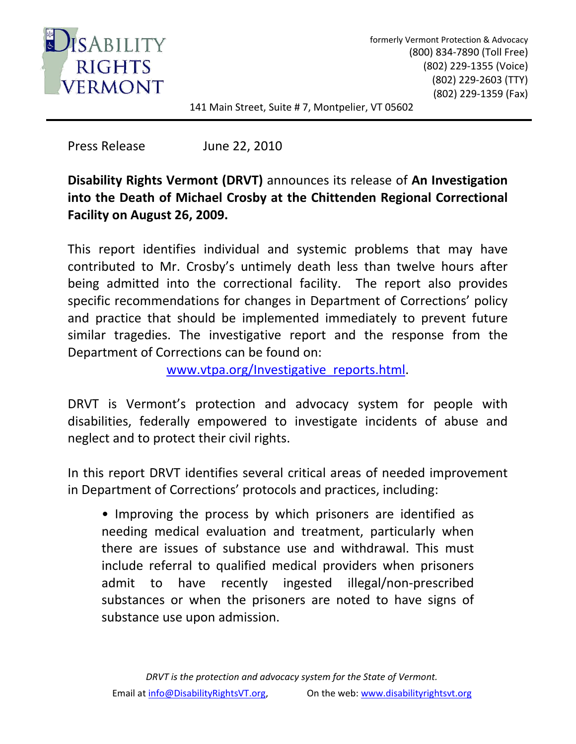# DISABILITY RIGHTS VERMONT

formerly Vermont Protection & Advocacy
(800) 834-7890 (Toll Free)
(802) 229-1355 (Voice)
(802) 229-2603 (TTY)
(802) 229-1359 (Fax)

141 Main Street, Suite # 7, Montpelier, VT 05602

---

Press Release June 22, 2010

**Disability Rights Vermont (DRVT)** announces its release of **An Investigation into the Death of Michael Crosby at the Chittenden Regional Correctional Facility on August 26, 2009.**

This report identifies individual and systemic problems that may have contributed to Mr. Crosby's untimely death less than twelve hours after being admitted into the correctional facility. The report also provides specific recommendations for changes in Department of Corrections' policy and practice that should be implemented immediately to prevent future similar tragedies. The investigative report and the response from the Department of Corrections can be found on: [www.vtpa.org/Investigative_reports.html](www.vtpa.org/Investigative_reports.html).

DRVT is Vermont's protection and advocacy system for people with disabilities, federally empowered to investigate incidents of abuse and neglect and to protect their civil rights.

In this report DRVT identifies several critical areas of needed improvement in Department of Corrections' protocols and practices, including:

- Improving the process by which prisoners are identified as needing medical evaluation and treatment, particularly when there are issues of substance use and withdrawal. This must include referral to qualified medical providers when prisoners admit to have recently ingested illegal/non-prescribed substances or when the prisoners are noted to have signs of substance use upon admission.

*DRVT is the protection and advocacy system for the State of Vermont.*
Email at info@DisabilityRightsVT.org, On the web: www.disabilityrightsvt.org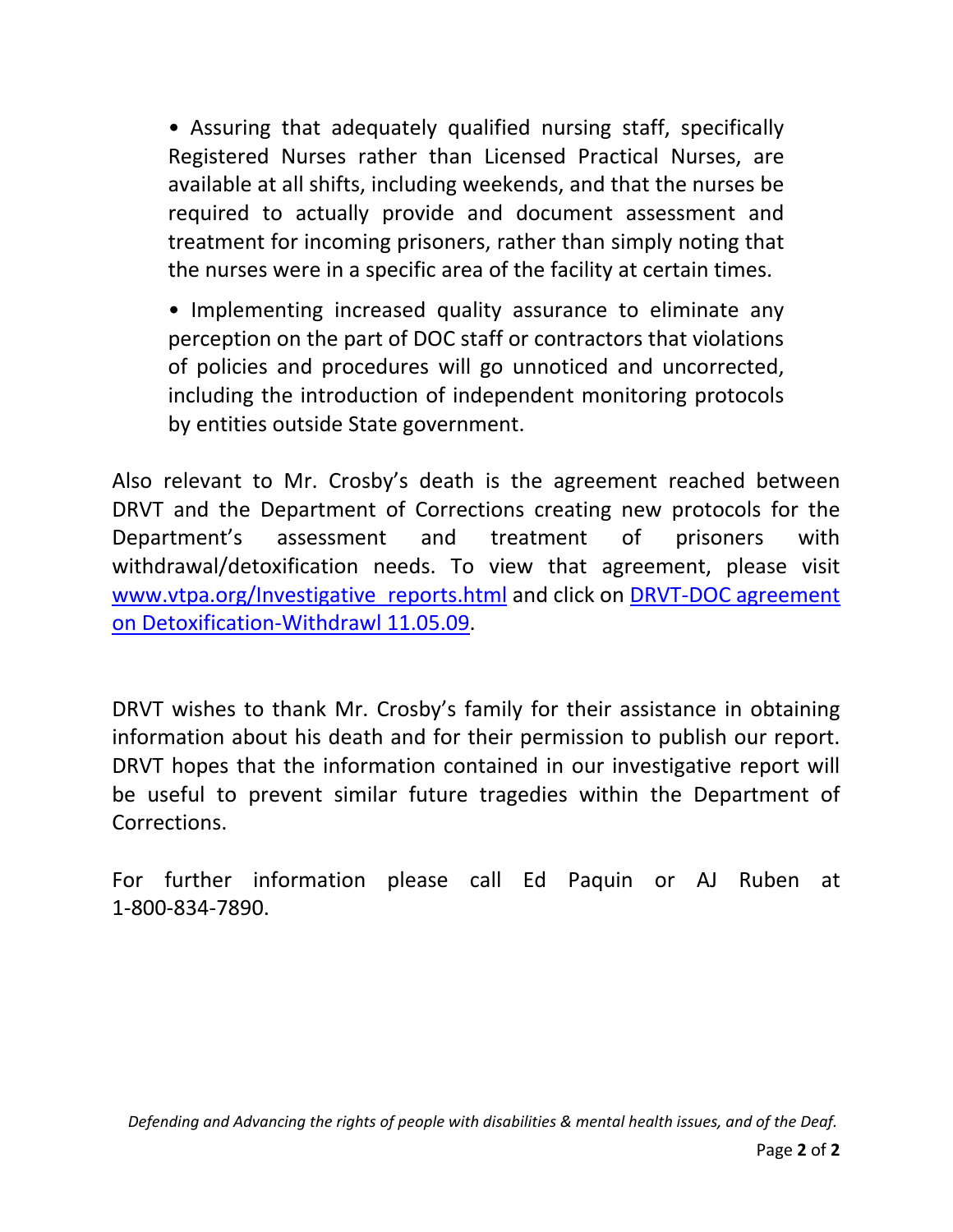- Assuring that adequately qualified nursing staff, specifically Registered Nurses rather than Licensed Practical Nurses, are available at all shifts, including weekends, and that the nurses be required to actually provide and document assessment and treatment for incoming prisoners, rather than simply noting that the nurses were in a specific area of the facility at certain times.

- Implementing increased quality assurance to eliminate any perception on the part of DOC staff or contractors that violations of policies and procedures will go unnoticed and uncorrected, including the introduction of independent monitoring protocols by entities outside State government.

Also relevant to Mr. Crosby's death is the agreement reached between DRVT and the Department of Corrections creating new protocols for the Department's assessment and treatment of prisoners with withdrawal/detoxification needs. To view that agreement, please visit [www.vtpa.org/Investigative_reports.html](www.vtpa.org/Investigative_reports.html) and click on [DRVT-DOC agreement on Detoxification-Withdrawl 11.05.09]().

DRVT wishes to thank Mr. Crosby's family for their assistance in obtaining information about his death and for their permission to publish our report. DRVT hopes that the information contained in our investigative report will be useful to prevent similar future tragedies within the Department of Corrections.

For further information please call Ed Paquin or AJ Ruben at 1-800-834-7890.

*Defending and Advancing the rights of people with disabilities & mental health issues, and of the Deaf.*